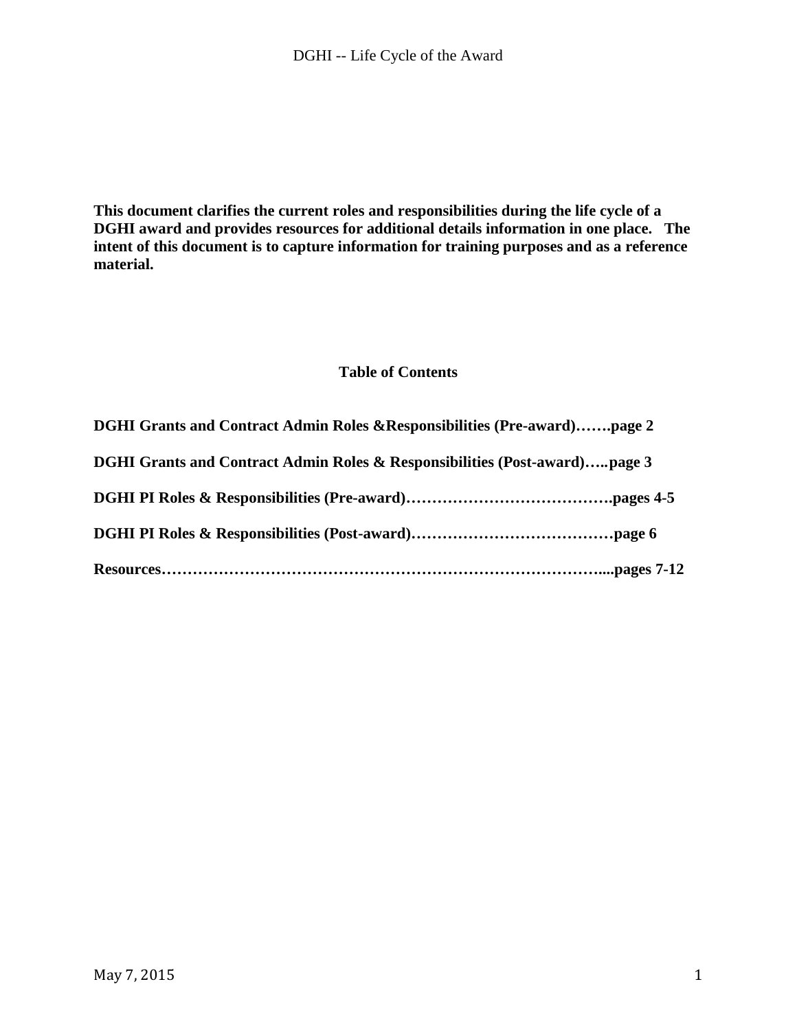**This document clarifies the current roles and responsibilities during the life cycle of a DGHI award and provides resources for additional details information in one place. The intent of this document is to capture information for training purposes and as a reference material.**

## Table of Contents

**DGHI Grants and Contract Admin Roles &Responsibilities (Pre-award)…….page 2**

**DGHI Grants and Contract Admin Roles & Responsibilities (Post-award)…..page 3**

**DGHI PI Roles & Responsibilities (Pre-award)………………………………….pages 4-5**

**DGHI PI Roles & Responsibilities (Post-award)…………………………………page 6**

**Resources……………………………………………………………………....pages 7-12**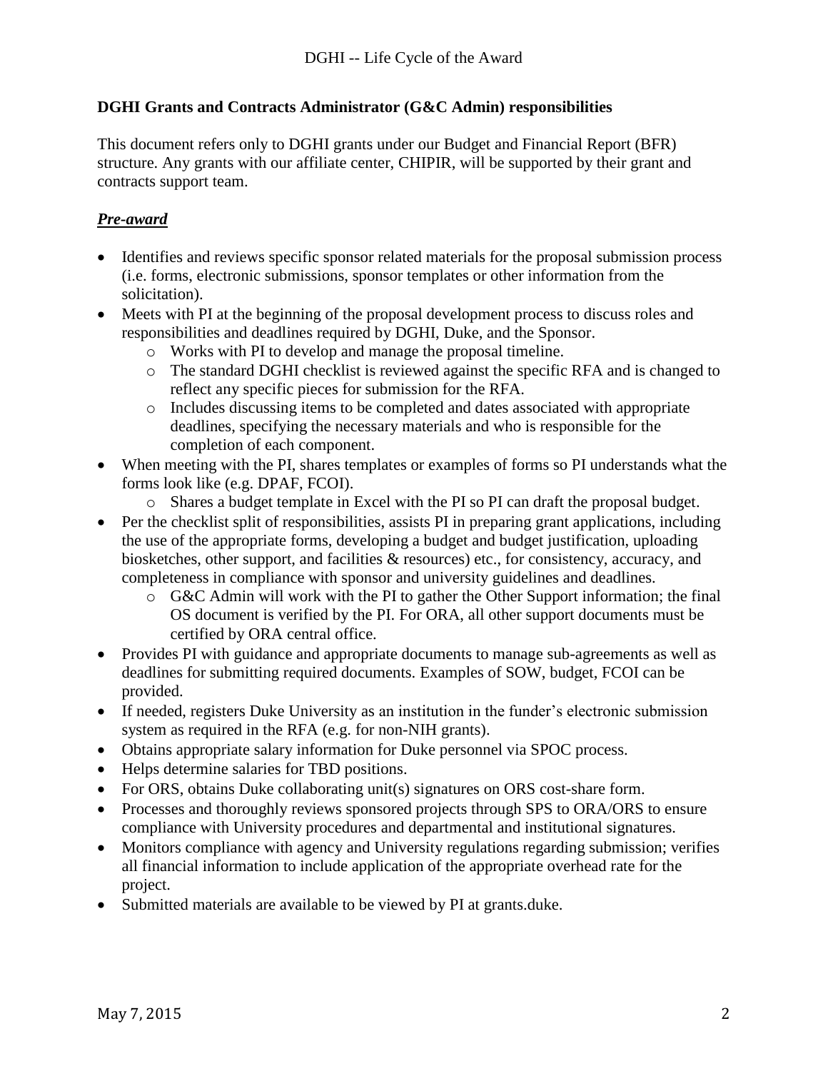**DGHI Grants and Contracts Administrator (G&C Admin) responsibilities**

This document refers only to DGHI grants under our Budget and Financial Report (BFR) structure. Any grants with our affiliate center, CHIPIR, will be supported by their grant and contracts support team.

***Pre-award***

- Identifies and reviews specific sponsor related materials for the proposal submission process (i.e. forms, electronic submissions, sponsor templates or other information from the solicitation).
- Meets with PI at the beginning of the proposal development process to discuss roles and responsibilities and deadlines required by DGHI, Duke, and the Sponsor.
    - Works with PI to develop and manage the proposal timeline.
    - The standard DGHI checklist is reviewed against the specific RFA and is changed to reflect any specific pieces for submission for the RFA.
    - Includes discussing items to be completed and dates associated with appropriate deadlines, specifying the necessary materials and who is responsible for the completion of each component.
- When meeting with the PI, shares templates or examples of forms so PI understands what the forms look like (e.g. DPAF, FCOI).
    - Shares a budget template in Excel with the PI so PI can draft the proposal budget.
- Per the checklist split of responsibilities, assists PI in preparing grant applications, including the use of the appropriate forms, developing a budget and budget justification, uploading biosketches, other support, and facilities & resources) etc., for consistency, accuracy, and completeness in compliance with sponsor and university guidelines and deadlines.
    - G&C Admin will work with the PI to gather the Other Support information; the final OS document is verified by the PI. For ORA, all other support documents must be certified by ORA central office.
- Provides PI with guidance and appropriate documents to manage sub-agreements as well as deadlines for submitting required documents. Examples of SOW, budget, FCOI can be provided.
- If needed, registers Duke University as an institution in the funder's electronic submission system as required in the RFA (e.g. for non-NIH grants).
- Obtains appropriate salary information for Duke personnel via SPOC process.
- Helps determine salaries for TBD positions.
- For ORS, obtains Duke collaborating unit(s) signatures on ORS cost-share form.
- Processes and thoroughly reviews sponsored projects through SPS to ORA/ORS to ensure compliance with University procedures and departmental and institutional signatures.
- Monitors compliance with agency and University regulations regarding submission; verifies all financial information to include application of the appropriate overhead rate for the project.
- Submitted materials are available to be viewed by PI at grants.duke.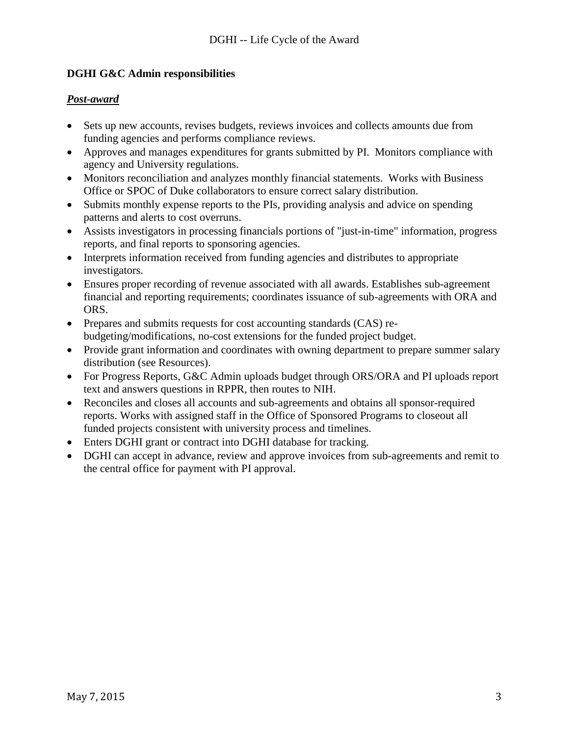**DGHI G&C Admin responsibilities**

***Post-award***

- Sets up new accounts, revises budgets, reviews invoices and collects amounts due from funding agencies and performs compliance reviews.
- Approves and manages expenditures for grants submitted by PI. Monitors compliance with agency and University regulations.
- Monitors reconciliation and analyzes monthly financial statements. Works with Business Office or SPOC of Duke collaborators to ensure correct salary distribution.
- Submits monthly expense reports to the PIs, providing analysis and advice on spending patterns and alerts to cost overruns.
- Assists investigators in processing financials portions of "just-in-time" information, progress reports, and final reports to sponsoring agencies.
- Interprets information received from funding agencies and distributes to appropriate investigators.
- Ensures proper recording of revenue associated with all awards. Establishes sub-agreement financial and reporting requirements; coordinates issuance of sub-agreements with ORA and ORS.
- Prepares and submits requests for cost accounting standards (CAS) re-budgeting/modifications, no-cost extensions for the funded project budget.
- Provide grant information and coordinates with owning department to prepare summer salary distribution (see Resources).
- For Progress Reports, G&C Admin uploads budget through ORS/ORA and PI uploads report text and answers questions in RPPR, then routes to NIH.
- Reconciles and closes all accounts and sub-agreements and obtains all sponsor-required reports. Works with assigned staff in the Office of Sponsored Programs to closeout all funded projects consistent with university process and timelines.
- Enters DGHI grant or contract into DGHI database for tracking.
- DGHI can accept in advance, review and approve invoices from sub-agreements and remit to the central office for payment with PI approval.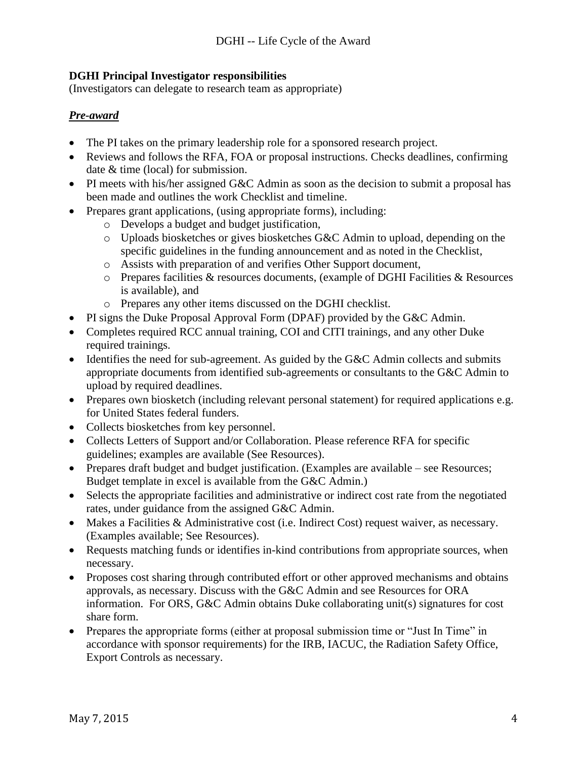**DGHI Principal Investigator responsibilities**
(Investigators can delegate to research team as appropriate)

***Pre-award***

- The PI takes on the primary leadership role for a sponsored research project.
- Reviews and follows the RFA, FOA or proposal instructions. Checks deadlines, confirming date & time (local) for submission.
- PI meets with his/her assigned G&C Admin as soon as the decision to submit a proposal has been made and outlines the work Checklist and timeline.
- Prepares grant applications, (using appropriate forms), including:
  - Develops a budget and budget justification,
  - Uploads biosketches or gives biosketches G&C Admin to upload, depending on the specific guidelines in the funding announcement and as noted in the Checklist,
  - Assists with preparation of and verifies Other Support document,
  - Prepares facilities & resources documents, (example of DGHI Facilities & Resources is available), and
  - Prepares any other items discussed on the DGHI checklist.
- PI signs the Duke Proposal Approval Form (DPAF) provided by the G&C Admin.
- Completes required RCC annual training, COI and CITI trainings, and any other Duke required trainings.
- Identifies the need for sub-agreement. As guided by the G&C Admin collects and submits appropriate documents from identified sub-agreements or consultants to the G&C Admin to upload by required deadlines.
- Prepares own biosketch (including relevant personal statement) for required applications e.g. for United States federal funders.
- Collects biosketches from key personnel.
- Collects Letters of Support and/or Collaboration. Please reference RFA for specific guidelines; examples are available (See Resources).
- Prepares draft budget and budget justification. (Examples are available – see Resources; Budget template in excel is available from the G&C Admin.)
- Selects the appropriate facilities and administrative or indirect cost rate from the negotiated rates, under guidance from the assigned G&C Admin.
- Makes a Facilities & Administrative cost (i.e. Indirect Cost) request waiver, as necessary. (Examples available; See Resources).
- Requests matching funds or identifies in-kind contributions from appropriate sources, when necessary.
- Proposes cost sharing through contributed effort or other approved mechanisms and obtains approvals, as necessary. Discuss with the G&C Admin and see Resources for ORA information. For ORS, G&C Admin obtains Duke collaborating unit(s) signatures for cost share form.
- Prepares the appropriate forms (either at proposal submission time or "Just In Time" in accordance with sponsor requirements) for the IRB, IACUC, the Radiation Safety Office, Export Controls as necessary.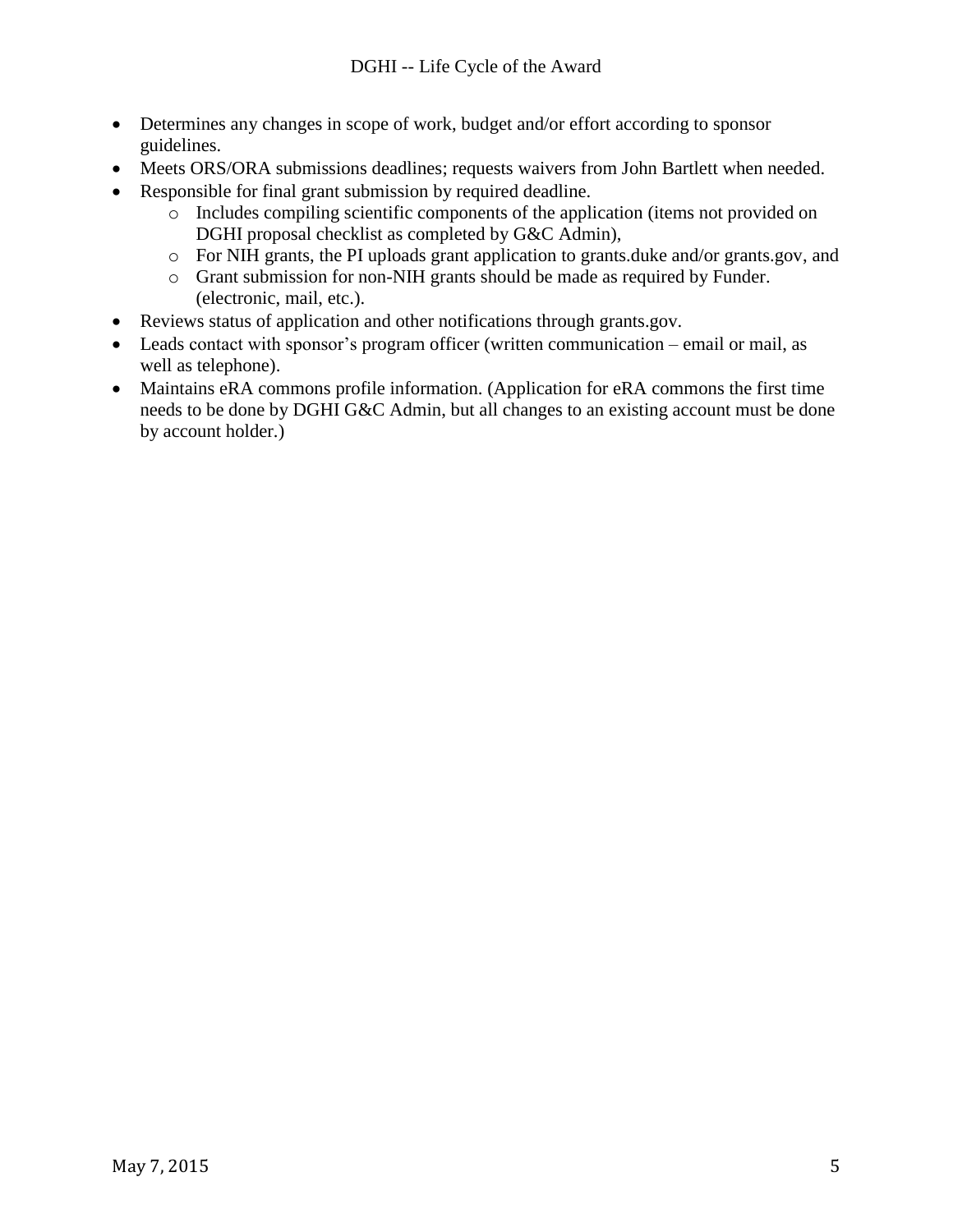- Determines any changes in scope of work, budget and/or effort according to sponsor guidelines.
- Meets ORS/ORA submissions deadlines; requests waivers from John Bartlett when needed.
- Responsible for final grant submission by required deadline.
  - Includes compiling scientific components of the application (items not provided on DGHI proposal checklist as completed by G&C Admin),
  - For NIH grants, the PI uploads grant application to grants.duke and/or grants.gov, and
  - Grant submission for non-NIH grants should be made as required by Funder. (electronic, mail, etc.).
- Reviews status of application and other notifications through grants.gov.
- Leads contact with sponsor's program officer (written communication – email or mail, as well as telephone).
- Maintains eRA commons profile information. (Application for eRA commons the first time needs to be done by DGHI G&C Admin, but all changes to an existing account must be done by account holder.)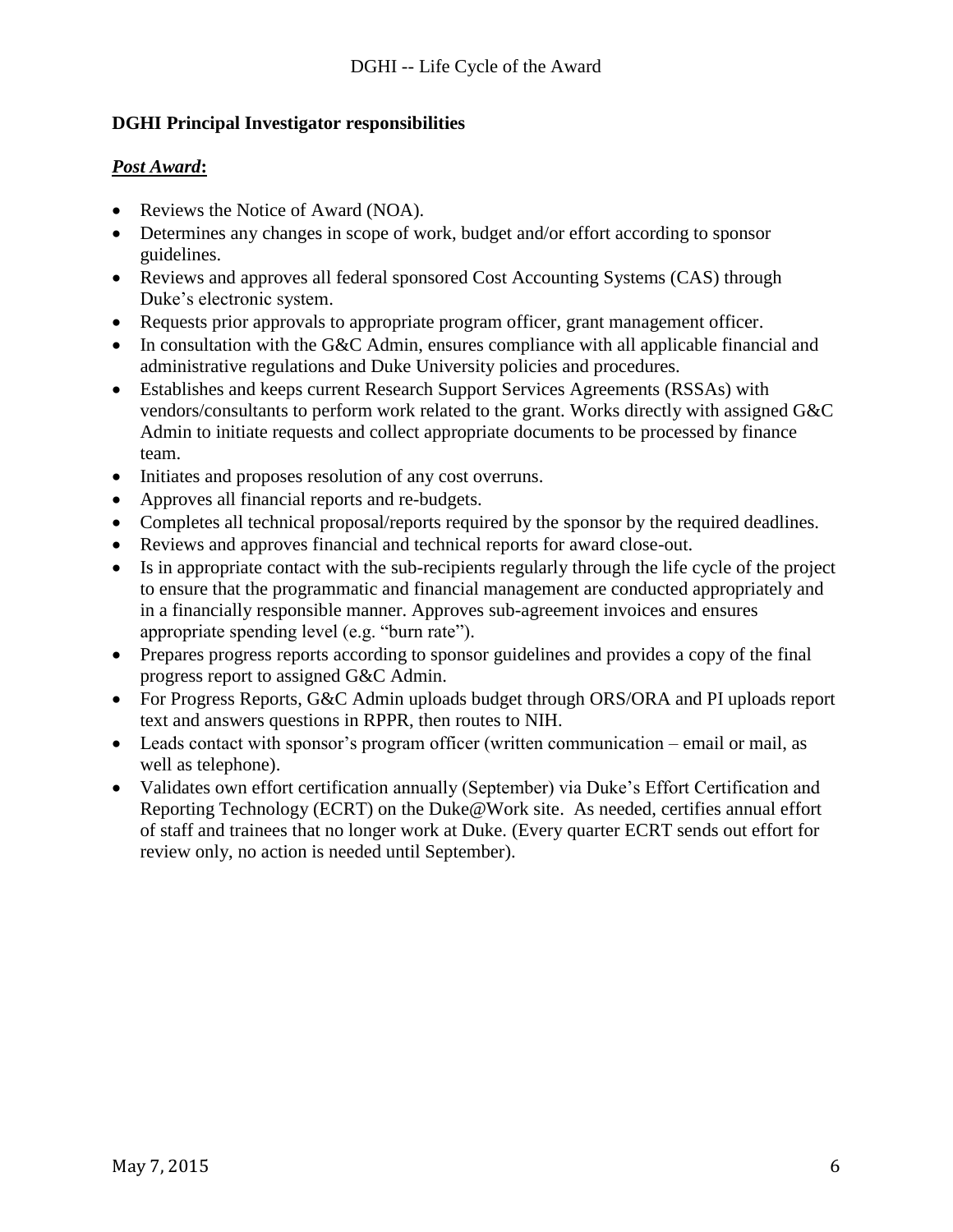**DGHI Principal Investigator responsibilities**

***Post Award*:**

- Reviews the Notice of Award (NOA).
- Determines any changes in scope of work, budget and/or effort according to sponsor guidelines.
- Reviews and approves all federal sponsored Cost Accounting Systems (CAS) through Duke's electronic system.
- Requests prior approvals to appropriate program officer, grant management officer.
- In consultation with the G&C Admin, ensures compliance with all applicable financial and administrative regulations and Duke University policies and procedures.
- Establishes and keeps current Research Support Services Agreements (RSSAs) with vendors/consultants to perform work related to the grant. Works directly with assigned G&C Admin to initiate requests and collect appropriate documents to be processed by finance team.
- Initiates and proposes resolution of any cost overruns.
- Approves all financial reports and re-budgets.
- Completes all technical proposal/reports required by the sponsor by the required deadlines.
- Reviews and approves financial and technical reports for award close-out.
- Is in appropriate contact with the sub-recipients regularly through the life cycle of the project to ensure that the programmatic and financial management are conducted appropriately and in a financially responsible manner. Approves sub-agreement invoices and ensures appropriate spending level (e.g. "burn rate").
- Prepares progress reports according to sponsor guidelines and provides a copy of the final progress report to assigned G&C Admin.
- For Progress Reports, G&C Admin uploads budget through ORS/ORA and PI uploads report text and answers questions in RPPR, then routes to NIH.
- Leads contact with sponsor's program officer (written communication – email or mail, as well as telephone).
- Validates own effort certification annually (September) via Duke's Effort Certification and Reporting Technology (ECRT) on the Duke@Work site. As needed, certifies annual effort of staff and trainees that no longer work at Duke. (Every quarter ECRT sends out effort for review only, no action is needed until September).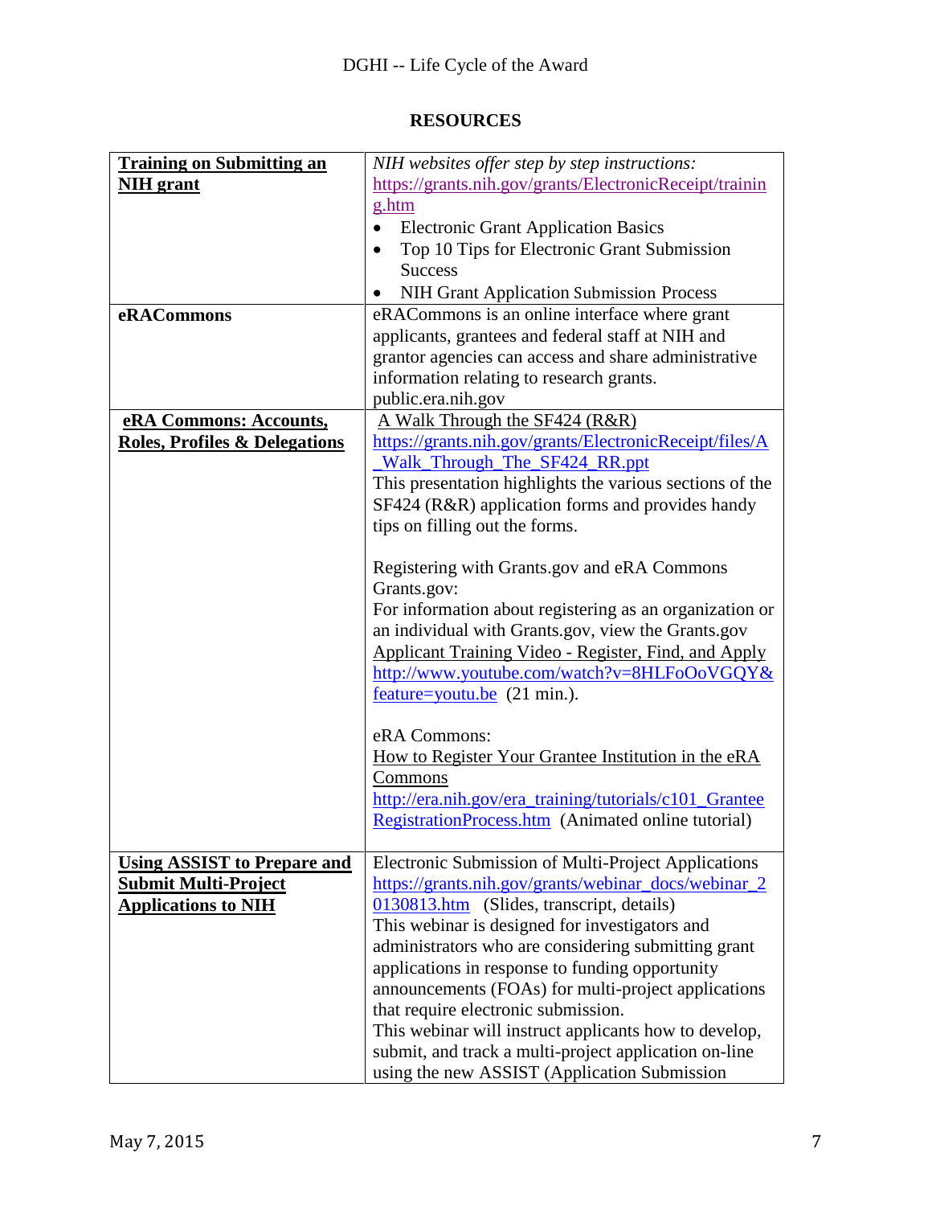## RESOURCES

| | |
|---|---|
| **Training on Submitting an NIH grant** | *NIH websites offer step by step instructions:* https://grants.nih.gov/grants/ElectronicReceipt/training.htm<br>• Electronic Grant Application Basics<br>• Top 10 Tips for Electronic Grant Submission Success<br>• NIH Grant Application Submission Process |
| **eRACommons** | eRACommons is an online interface where grant applicants, grantees and federal staff at NIH and grantor agencies can access and share administrative information relating to research grants. public.era.nih.gov |
| **eRA Commons: Accounts, Roles, Profiles & Delegations** | A Walk Through the SF424 (R&R)<br>https://grants.nih.gov/grants/ElectronicReceipt/files/A_Walk_Through_The_SF424_RR.ppt<br>This presentation highlights the various sections of the SF424 (R&R) application forms and provides handy tips on filling out the forms.<br><br>Registering with Grants.gov and eRA Commons<br>Grants.gov:<br>For information about registering as an organization or an individual with Grants.gov, view the Grants.gov Applicant Training Video - Register, Find, and Apply<br>http://www.youtube.com/watch?v=8HLFoOoVGQY&feature=youtu.be (21 min.).<br><br>eRA Commons:<br>How to Register Your Grantee Institution in the eRA Commons<br>http://era.nih.gov/era_training/tutorials/c101_GranteeRegistrationProcess.htm (Animated online tutorial) |
| **Using ASSIST to Prepare and Submit Multi-Project Applications to NIH** | Electronic Submission of Multi-Project Applications<br>https://grants.nih.gov/grants/webinar_docs/webinar_20130813.htm (Slides, transcript, details)<br>This webinar is designed for investigators and administrators who are considering submitting grant applications in response to funding opportunity announcements (FOAs) for multi-project applications that require electronic submission.<br>This webinar will instruct applicants how to develop, submit, and track a multi-project application on-line using the new ASSIST (Application Submission |

May 7, 2015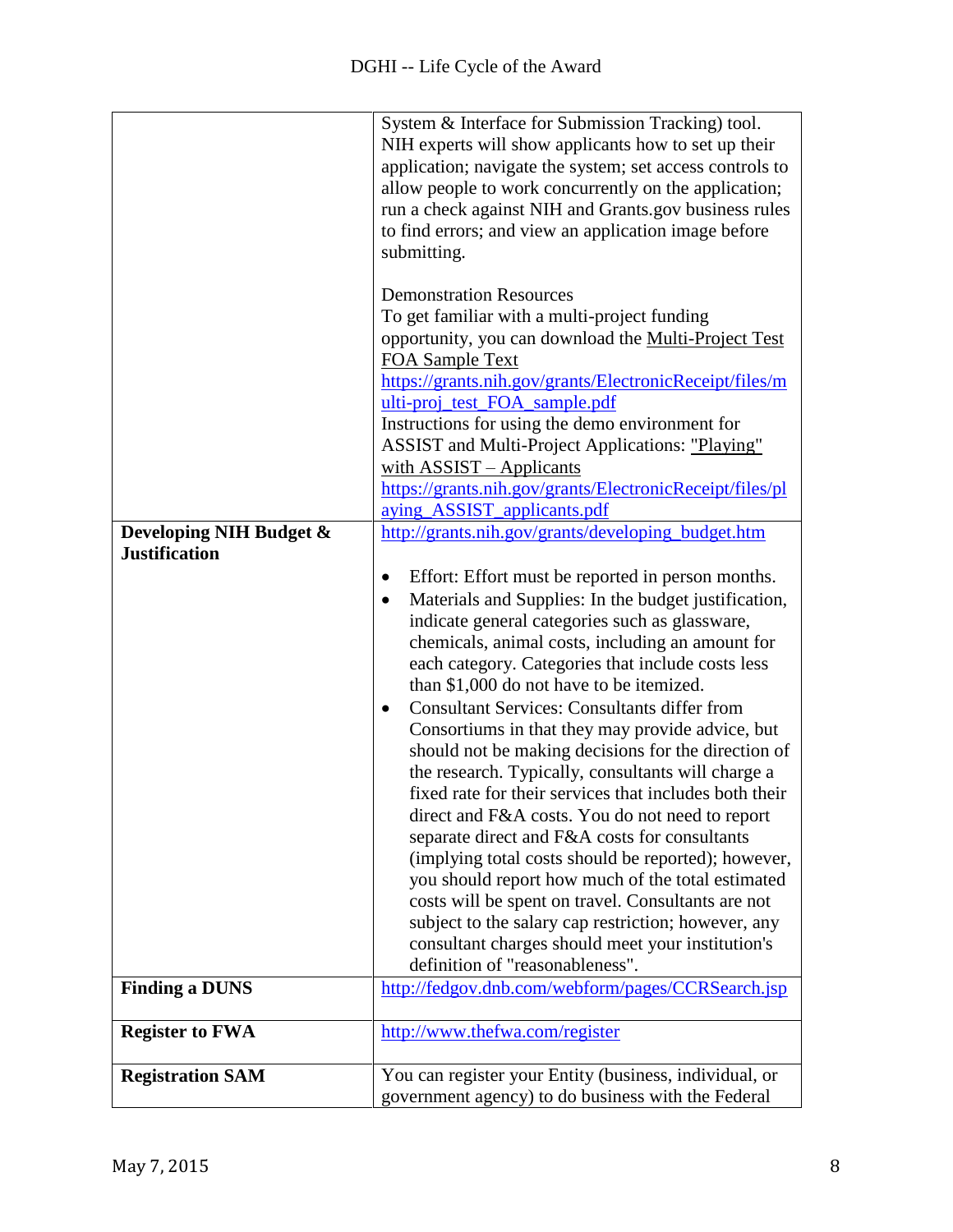| | |
|---|---|
| | System & Interface for Submission Tracking) tool. NIH experts will show applicants how to set up their application; navigate the system; set access controls to allow people to work concurrently on the application; run a check against NIH and Grants.gov business rules to find errors; and view an application image before submitting.<br><br>Demonstration Resources<br>To get familiar with a multi-project funding opportunity, you can download the Multi-Project Test FOA Sample Text https://grants.nih.gov/grants/ElectronicReceipt/files/multi-proj_test_FOA_sample.pdf<br>Instructions for using the demo environment for ASSIST and Multi-Project Applications: "Playing" with ASSIST – Applicants https://grants.nih.gov/grants/ElectronicReceipt/files/playing_ASSIST_applicants.pdf |
| **Developing NIH Budget & Justification** | http://grants.nih.gov/grants/developing_budget.htm<br><br>• Effort: Effort must be reported in person months.<br>• Materials and Supplies: In the budget justification, indicate general categories such as glassware, chemicals, animal costs, including an amount for each category. Categories that include costs less than $1,000 do not have to be itemized.<br>• Consultant Services: Consultants differ from Consortiums in that they may provide advice, but should not be making decisions for the direction of the research. Typically, consultants will charge a fixed rate for their services that includes both their direct and F&A costs. You do not need to report separate direct and F&A costs for consultants (implying total costs should be reported); however, you should report how much of the total estimated costs will be spent on travel. Consultants are not subject to the salary cap restriction; however, any consultant charges should meet your institution's definition of "reasonableness". |
| **Finding a DUNS** | http://fedgov.dnb.com/webform/pages/CCRSearch.jsp |
| **Register to FWA** | http://www.thefwa.com/register |
| **Registration SAM** | You can register your Entity (business, individual, or government agency) to do business with the Federal |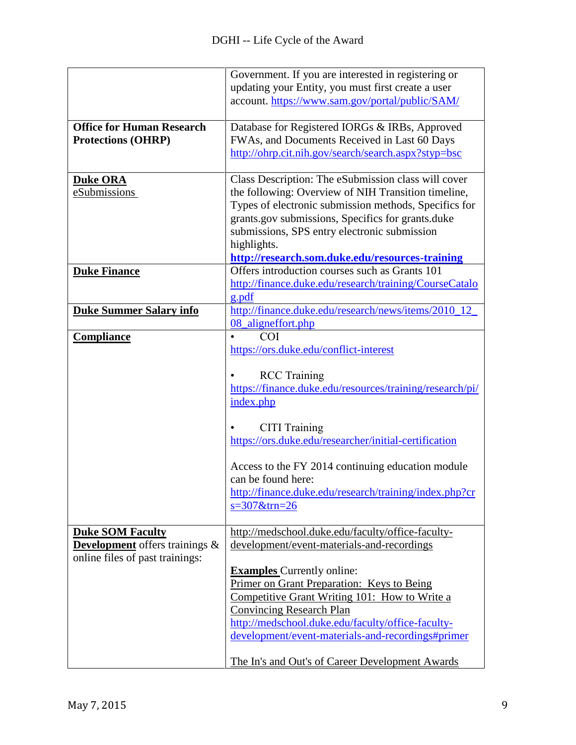| | |
|---|---|
| | Government. If you are interested in registering or updating your Entity, you must first create a user account. https://www.sam.gov/portal/public/SAM/ |
| **Office for Human Research Protections (OHRP)** | Database for Registered IORGs & IRBs, Approved FWAs, and Documents Received in Last 60 Days http://ohrp.cit.nih.gov/search/search.aspx?styp=bsc |
| **Duke ORA** eSubmissions | Class Description: The eSubmission class will cover the following: Overview of NIH Transition timeline, Types of electronic submission methods, Specifics for grants.gov submissions, Specifics for grants.duke submissions, SPS entry electronic submission highlights. **http://research.som.duke.edu/resources-training** |
| **Duke Finance** | Offers introduction courses such as Grants 101 http://finance.duke.edu/research/training/CourseCatalog.pdf |
| **Duke Summer Salary info** | http://finance.duke.edu/research/news/items/2010_12_08_aligneffort.php |
| **Compliance** | • COI https://ors.duke.edu/conflict-interest <br><br> • RCC Training https://finance.duke.edu/resources/training/research/pi/index.php <br><br> • CITI Training https://ors.duke.edu/researcher/initial-certification <br><br> Access to the FY 2014 continuing education module can be found here: http://finance.duke.edu/research/training/index.php?crs=307&trn=26 |
| **Duke SOM Faculty Development** offers trainings & online files of past trainings: | http://medschool.duke.edu/faculty/office-faculty-development/event-materials-and-recordings <br><br> **Examples** Currently online: <br> Primer on Grant Preparation: Keys to Being Competitive Grant Writing 101: How to Write a Convincing Research Plan <br> http://medschool.duke.edu/faculty/office-faculty-development/event-materials-and-recordings#primer <br><br> The In's and Out's of Career Development Awards |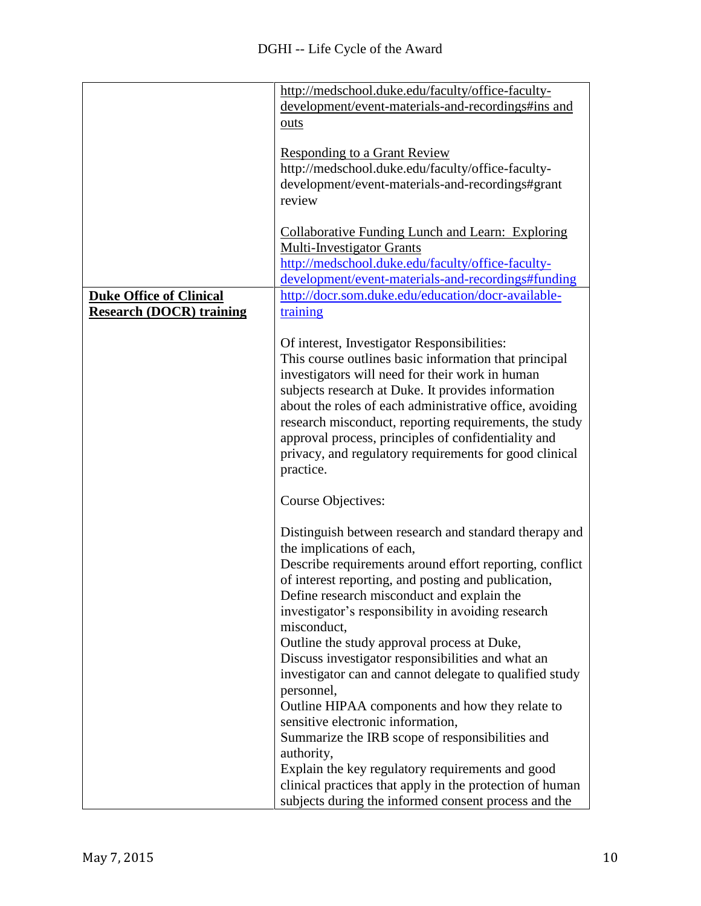| | |
|---|---|
| | http://medschool.duke.edu/faculty/office-faculty-development/event-materials-and-recordings#ins and outs<br><br>Responding to a Grant Review<br>http://medschool.duke.edu/faculty/office-faculty-development/event-materials-and-recordings#grant review<br><br>Collaborative Funding Lunch and Learn: Exploring Multi-Investigator Grants<br>http://medschool.duke.edu/faculty/office-faculty-development/event-materials-and-recordings#funding |
| **Duke Office of Clinical Research (DOCR) training** | http://docr.som.duke.edu/education/docr-available-training<br><br>Of interest, Investigator Responsibilities:<br>This course outlines basic information that principal investigators will need for their work in human subjects research at Duke. It provides information about the roles of each administrative office, avoiding research misconduct, reporting requirements, the study approval process, principles of confidentiality and privacy, and regulatory requirements for good clinical practice.<br><br>Course Objectives:<br><br>Distinguish between research and standard therapy and the implications of each,<br>Describe requirements around effort reporting, conflict of interest reporting, and posting and publication,<br>Define research misconduct and explain the investigator's responsibility in avoiding research misconduct,<br>Outline the study approval process at Duke,<br>Discuss investigator responsibilities and what an investigator can and cannot delegate to qualified study personnel,<br>Outline HIPAA components and how they relate to sensitive electronic information,<br>Summarize the IRB scope of responsibilities and authority,<br>Explain the key regulatory requirements and good clinical practices that apply in the protection of human subjects during the informed consent process and the |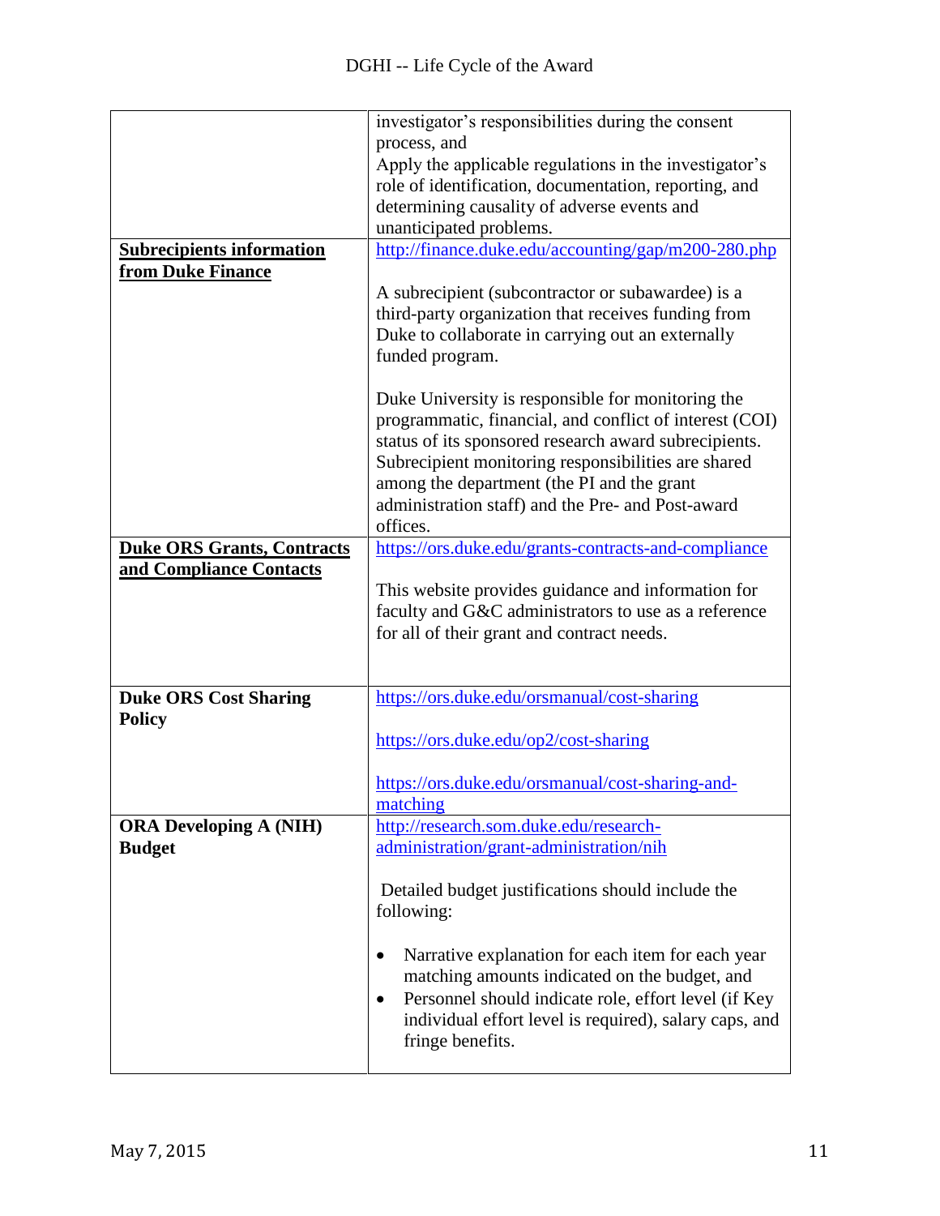| | |
|---|---|
| | investigator's responsibilities during the consent process, and<br>Apply the applicable regulations in the investigator's role of identification, documentation, reporting, and determining causality of adverse events and unanticipated problems. |
| **Subrecipients information from Duke Finance** | http://finance.duke.edu/accounting/gap/m200-280.php<br><br>A subrecipient (subcontractor or subawardee) is a third-party organization that receives funding from Duke to collaborate in carrying out an externally funded program.<br><br>Duke University is responsible for monitoring the programmatic, financial, and conflict of interest (COI) status of its sponsored research award subrecipients. Subrecipient monitoring responsibilities are shared among the department (the PI and the grant administration staff) and the Pre- and Post-award offices. |
| **Duke ORS Grants, Contracts and Compliance Contacts** | https://ors.duke.edu/grants-contracts-and-compliance<br><br>This website provides guidance and information for faculty and G&C administrators to use as a reference for all of their grant and contract needs. |
| **Duke ORS Cost Sharing Policy** | https://ors.duke.edu/orsmanual/cost-sharing<br><br>https://ors.duke.edu/op2/cost-sharing<br><br>https://ors.duke.edu/orsmanual/cost-sharing-and-matching |
| **ORA Developing A (NIH) Budget** | http://research.som.duke.edu/research-administration/grant-administration/nih<br><br>Detailed budget justifications should include the following:<br><br>• Narrative explanation for each item for each year matching amounts indicated on the budget, and<br>• Personnel should indicate role, effort level (if Key individual effort level is required), salary caps, and fringe benefits. |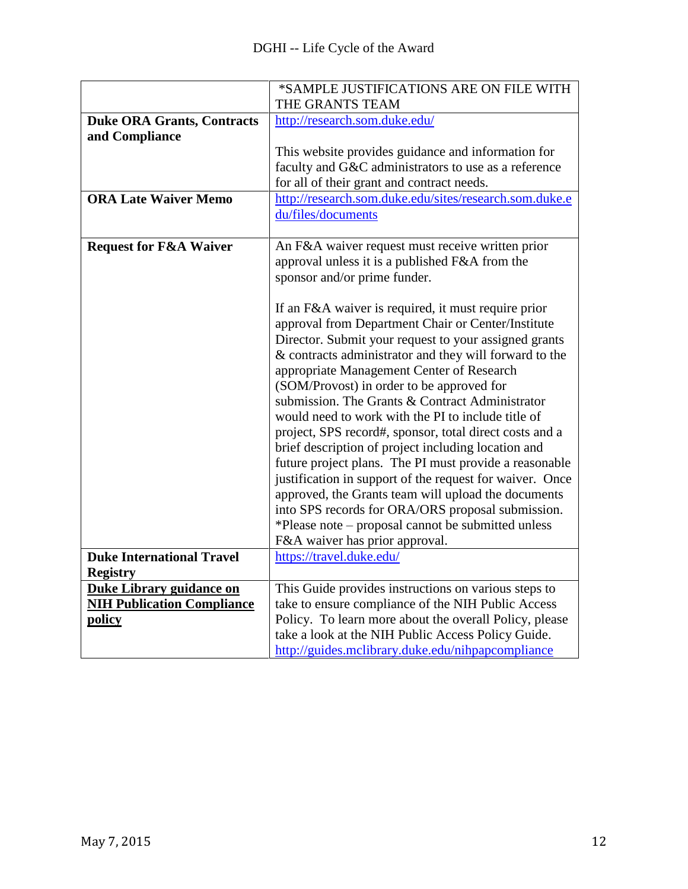| | |
|---|---|
| | *SAMPLE JUSTIFICATIONS ARE ON FILE WITH THE GRANTS TEAM |
| **Duke ORA Grants, Contracts and Compliance** | http://research.som.duke.edu/<br><br>This website provides guidance and information for faculty and G&C administrators to use as a reference for all of their grant and contract needs. |
| **ORA Late Waiver Memo** | http://research.som.duke.edu/sites/research.som.duke.edu/files/documents |
| **Request for F&A Waiver** | An F&A waiver request must receive written prior approval unless it is a published F&A from the sponsor and/or prime funder.<br><br>If an F&A waiver is required, it must require prior approval from Department Chair or Center/Institute Director. Submit your request to your assigned grants & contracts administrator and they will forward to the appropriate Management Center of Research (SOM/Provost) in order to be approved for submission. The Grants & Contract Administrator would need to work with the PI to include title of project, SPS record#, sponsor, total direct costs and a brief description of project including location and future project plans. The PI must provide a reasonable justification in support of the request for waiver. Once approved, the Grants team will upload the documents into SPS records for ORA/ORS proposal submission. *Please note – proposal cannot be submitted unless F&A waiver has prior approval. |
| **Duke International Travel Registry** | https://travel.duke.edu/ |
| **Duke Library guidance on NIH Publication Compliance policy** | This Guide provides instructions on various steps to take to ensure compliance of the NIH Public Access Policy. To learn more about the overall Policy, please take a look at the NIH Public Access Policy Guide. http://guides.mclibrary.duke.edu/nihpapcompliance |